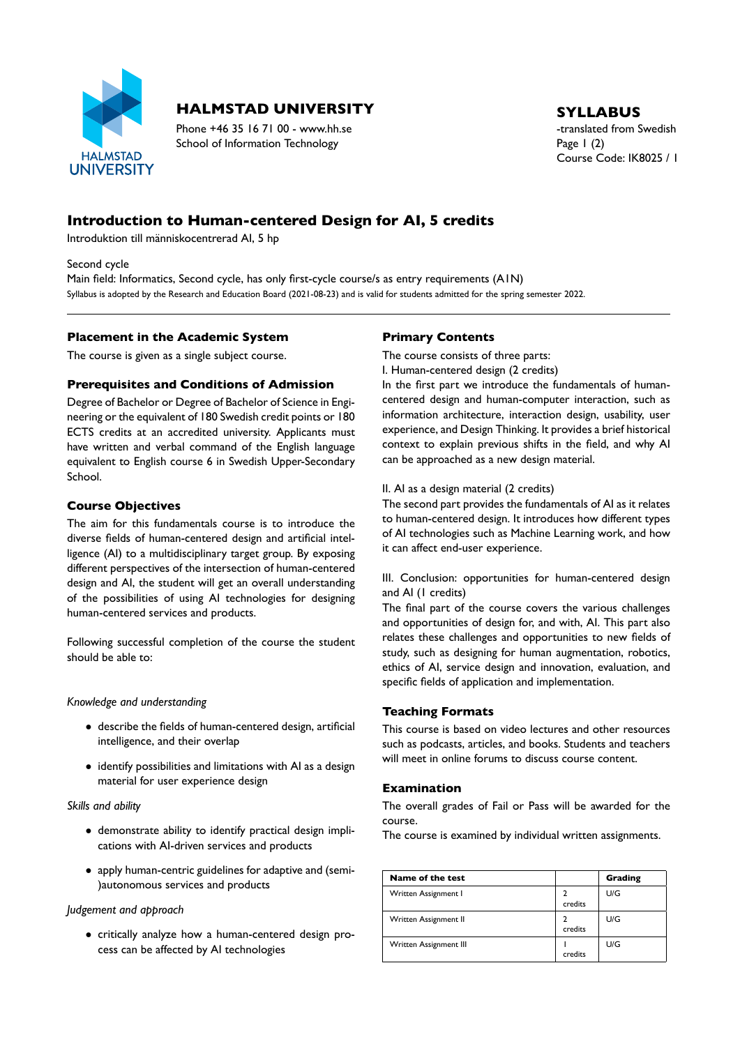**HALMSTAD UNIVERSITY**

Phone +46 35 16 71 00 - www.hh.se
School of Information Technology

**SYLLABUS**
-translated from Swedish
Course Code: IK8025 / 1

# Introduction to Human-centered Design for AI, 5 credits

Introduktion till människocentrerad AI, 5 hp

Second cycle
Main field: Informatics, Second cycle, has only first-cycle course/s as entry requirements (A1N)
Syllabus is adopted by the Research and Education Board (2021-08-23) and is valid for students admitted for the spring semester 2022.

## Placement in the Academic System

The course is given as a single subject course.

## Prerequisites and Conditions of Admission

Degree of Bachelor or Degree of Bachelor of Science in Engineering or the equivalent of 180 Swedish credit points or 180 ECTS credits at an accredited university. Applicants must have written and verbal command of the English language equivalent to English course 6 in Swedish Upper-Secondary School.

## Course Objectives

The aim for this fundamentals course is to introduce the diverse fields of human-centered design and artificial intelligence (AI) to a multidisciplinary target group. By exposing different perspectives of the intersection of human-centered design and AI, the student will get an overall understanding of the possibilities of using AI technologies for designing human-centered services and products.

Following successful completion of the course the student should be able to:

*Knowledge and understanding*

- describe the fields of human-centered design, artificial intelligence, and their overlap
- identify possibilities and limitations with AI as a design material for user experience design

*Skills and ability*

- demonstrate ability to identify practical design implications with AI-driven services and products
- apply human-centric guidelines for adaptive and (semi-)autonomous services and products

*Judgement and approach*

- critically analyze how a human-centered design process can be affected by AI technologies

## Primary Contents

The course consists of three parts:
I. Human-centered design (2 credits)
In the first part we introduce the fundamentals of human-centered design and human-computer interaction, such as information architecture, interaction design, usability, user experience, and Design Thinking. It provides a brief historical context to explain previous shifts in the field, and why AI can be approached as a new design material.

II. AI as a design material (2 credits)
The second part provides the fundamentals of AI as it relates to human-centered design. It introduces how different types of AI technologies such as Machine Learning work, and how it can affect end-user experience.

III. Conclusion: opportunities for human-centered design and AI (1 credits)
The final part of the course covers the various challenges and opportunities of design for, and with, AI. This part also relates these challenges and opportunities to new fields of study, such as designing for human augmentation, robotics, ethics of AI, service design and innovation, evaluation, and specific fields of application and implementation.

## Teaching Formats

This course is based on video lectures and other resources such as podcasts, articles, and books. Students and teachers will meet in online forums to discuss course content.

## Examination

The overall grades of Fail or Pass will be awarded for the course.
The course is examined by individual written assignments.

| Name of the test | | Grading |
|---|---|---|
| Written Assignment I | 2 credits | U/G |
| Written Assignment II | 2 credits | U/G |
| Written Assignment III | 1 credits | U/G |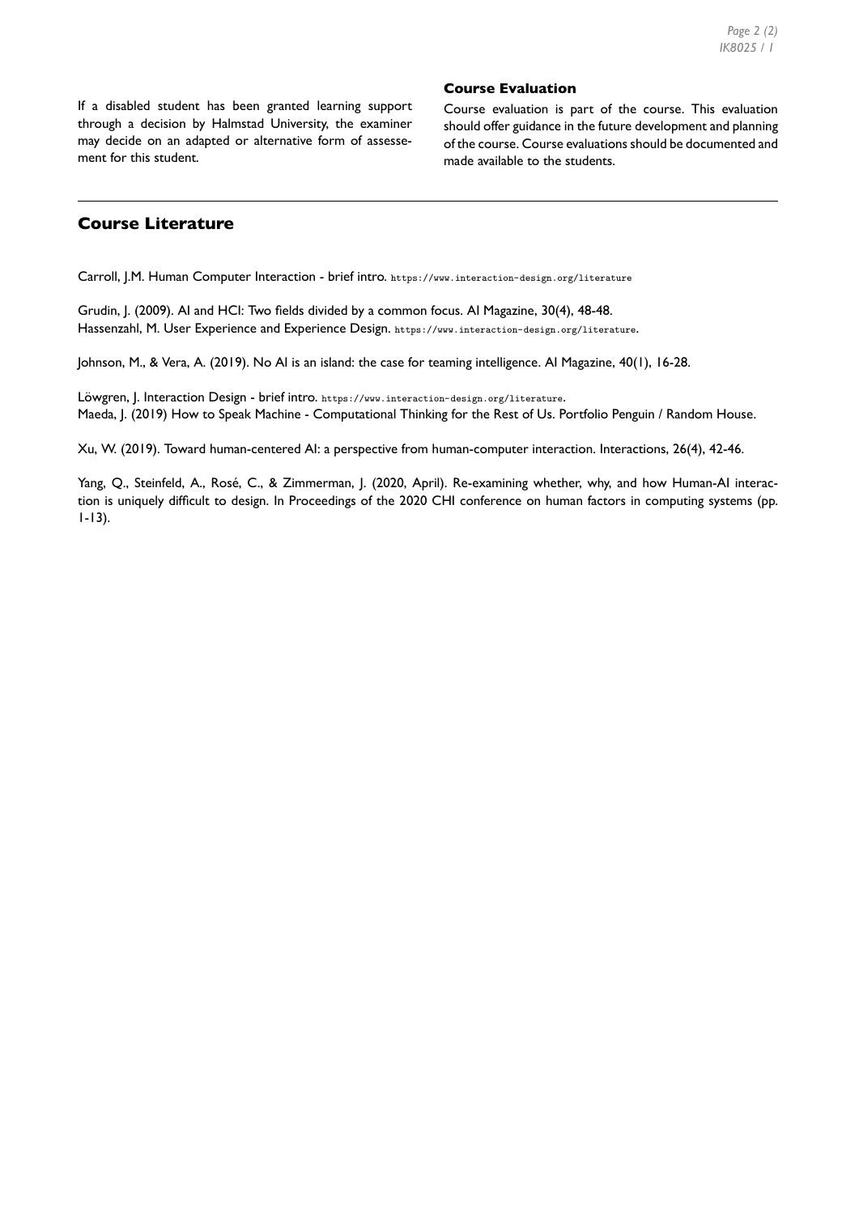If a disabled student has been granted learning support through a decision by Halmstad University, the examiner may decide on an adapted or alternative form of assessement for this student.

### Course Evaluation

Course evaluation is part of the course. This evaluation should offer guidance in the future development and planning of the course. Course evaluations should be documented and made available to the students.

## Course Literature

Carroll, J.M. Human Computer Interaction - brief intro. https://www.interaction-design.org/literature

Grudin, J. (2009). AI and HCI: Two fields divided by a common focus. AI Magazine, 30(4), 48-48.
Hassenzahl, M. User Experience and Experience Design. https://www.interaction-design.org/literature.

Johnson, M., & Vera, A. (2019). No AI is an island: the case for teaming intelligence. AI Magazine, 40(1), 16-28.

Löwgren, J. Interaction Design - brief intro. https://www.interaction-design.org/literature.
Maeda, J. (2019) How to Speak Machine - Computational Thinking for the Rest of Us. Portfolio Penguin / Random House.

Xu, W. (2019). Toward human-centered AI: a perspective from human-computer interaction. Interactions, 26(4), 42-46.

Yang, Q., Steinfeld, A., Rosé, C., & Zimmerman, J. (2020, April). Re-examining whether, why, and how Human-AI interaction is uniquely difficult to design. In Proceedings of the 2020 CHI conference on human factors in computing systems (pp. 1-13).